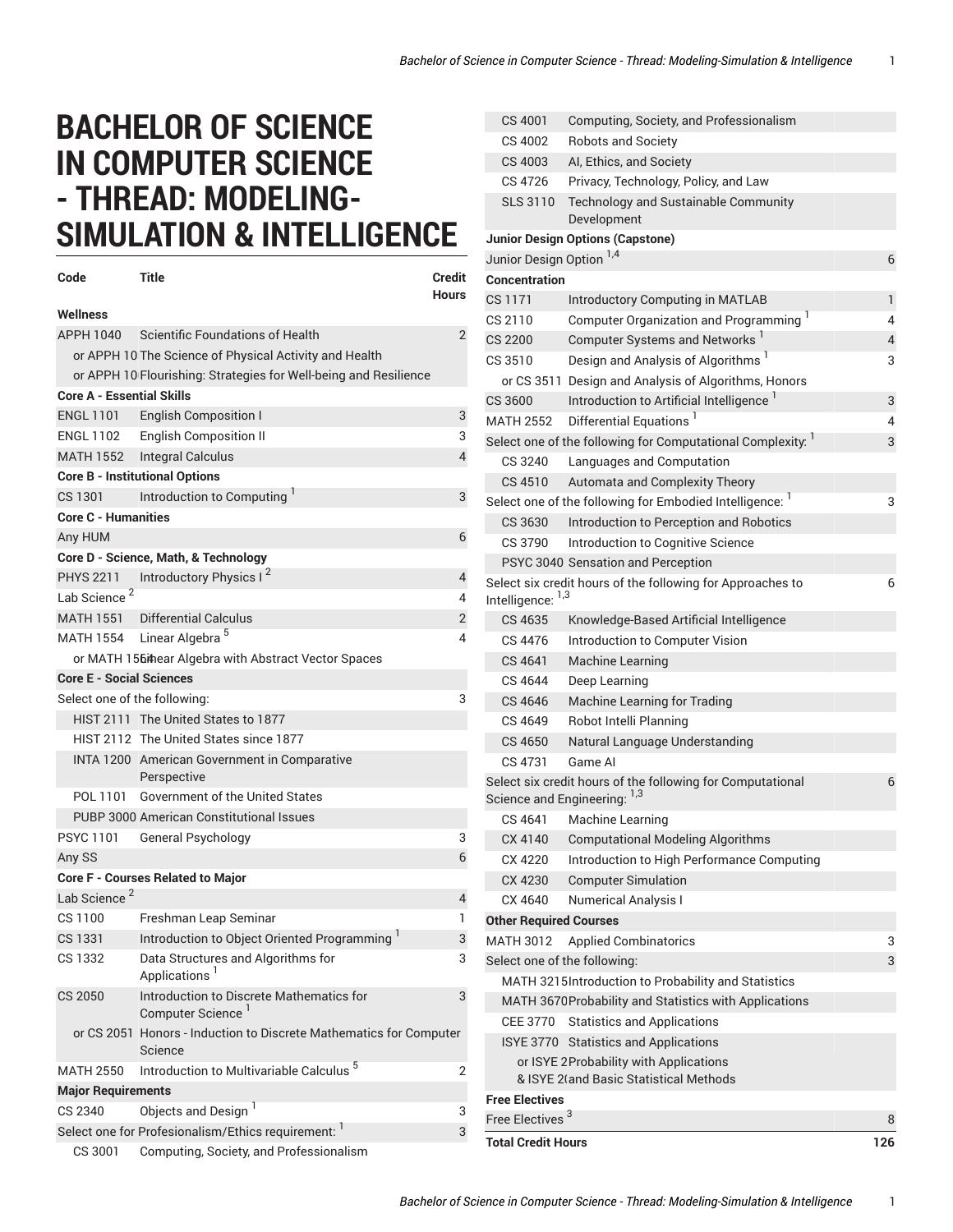# BACHELOR OF SCIENCE IN COMPUTER SCIENCE - THREAD: MODELING-SIMULATION & INTELLIGENCE

| Code | Title | Credit Hours |
|---|---|---|
| **Wellness** | | |
| APPH 1040 | Scientific Foundations of Health | 2 |
| or APPH 10 | The Science of Physical Activity and Health | |
| or APPH 10 | Flourishing: Strategies for Well-being and Resilience | |
| **Core A - Essential Skills** | | |
| ENGL 1101 | English Composition I | 3 |
| ENGL 1102 | English Composition II | 3 |
| MATH 1552 | Integral Calculus | 4 |
| **Core B - Institutional Options** | | |
| CS 1301 | Introduction to Computing [1] | 3 |
| **Core C - Humanities** | | |
| Any HUM | | 6 |
| **Core D - Science, Math, & Technology** | | |
| PHYS 2211 | Introductory Physics I [2] | 4 |
| Lab Science [2] | | 4 |
| MATH 1551 | Differential Calculus | 2 |
| MATH 1554 | Linear Algebra [5] | 4 |
| or MATH 1564 | Linear Algebra with Abstract Vector Spaces | |
| **Core E - Social Sciences** | | |
| Select one of the following: | | 3 |
| HIST 2111 | The United States to 1877 | |
| HIST 2112 | The United States since 1877 | |
| INTA 1200 | American Government in Comparative Perspective | |
| POL 1101 | Government of the United States | |
| PUBP 3000 | American Constitutional Issues | |
| PSYC 1101 | General Psychology | 3 |
| Any SS | | 6 |
| **Core F - Courses Related to Major** | | |
| Lab Science [2] | | 4 |
| CS 1100 | Freshman Leap Seminar | 1 |
| CS 1331 | Introduction to Object Oriented Programming [1] | 3 |
| CS 1332 | Data Structures and Algorithms for Applications [1] | 3 |
| CS 2050 | Introduction to Discrete Mathematics for Computer Science [1] | 3 |
| or CS 2051 | Honors - Induction to Discrete Mathematics for Computer Science | |
| MATH 2550 | Introduction to Multivariable Calculus [5] | 2 |
| **Major Requirements** | | |
| CS 2340 | Objects and Design [1] | 3 |
| Select one for Profesionalism/Ethics requirement: [1] | | 3 |
| CS 3001 | Computing, Society, and Professionalism | |
| CS 4001 | Computing, Society, and Professionalism | |
| CS 4002 | Robots and Society | |
| CS 4003 | AI, Ethics, and Society | |
| CS 4726 | Privacy, Technology, Policy, and Law | |
| SLS 3110 | Technology and Sustainable Community Development | |
| **Junior Design Options (Capstone)** | | |
| Junior Design Option [1,4] | | 6 |
| **Concentration** | | |
| CS 1171 | Introductory Computing in MATLAB | 1 |
| CS 2110 | Computer Organization and Programming [1] | 4 |
| CS 2200 | Computer Systems and Networks [1] | 4 |
| CS 3510 | Design and Analysis of Algorithms [1] | 3 |
| or CS 3511 | Design and Analysis of Algorithms, Honors | |
| CS 3600 | Introduction to Artificial Intelligence [1] | 3 |
| MATH 2552 | Differential Equations [1] | 4 |
| Select one of the following for Computational Complexity: [1] | | 3 |
| CS 3240 | Languages and Computation | |
| CS 4510 | Automata and Complexity Theory | |
| Select one of the following for Embodied Intelligence: [1] | | 3 |
| CS 3630 | Introduction to Perception and Robotics | |
| CS 3790 | Introduction to Cognitive Science | |
| PSYC 3040 | Sensation and Perception | |
| Select six credit hours of the following for Approaches to Intelligence: [1,3] | | 6 |
| CS 4635 | Knowledge-Based Artificial Intelligence | |
| CS 4476 | Introduction to Computer Vision | |
| CS 4641 | Machine Learning | |
| CS 4644 | Deep Learning | |
| CS 4646 | Machine Learning for Trading | |
| CS 4649 | Robot Intelli Planning | |
| CS 4650 | Natural Language Understanding | |
| CS 4731 | Game AI | |
| Select six credit hours of the following for Computational Science and Engineering: [1,3] | | 6 |
| CS 4641 | Machine Learning | |
| CX 4140 | Computational Modeling Algorithms | |
| CX 4220 | Introduction to High Performance Computing | |
| CX 4230 | Computer Simulation | |
| CX 4640 | Numerical Analysis I | |
| **Other Required Courses** | | |
| MATH 3012 | Applied Combinatorics | 3 |
| Select one of the following: | | 3 |
| MATH 3215 | Introduction to Probability and Statistics | |
| MATH 3670 | Probability and Statistics with Applications | |
| CEE 3770 | Statistics and Applications | |
| ISYE 3770 | Statistics and Applications | |
| or ISYE 2 & ISYE 2 | Probability with Applications and Basic Statistical Methods | |
| **Free Electives** | | |
| Free Electives [3] | | 8 |
| **Total Credit Hours** | | **126** |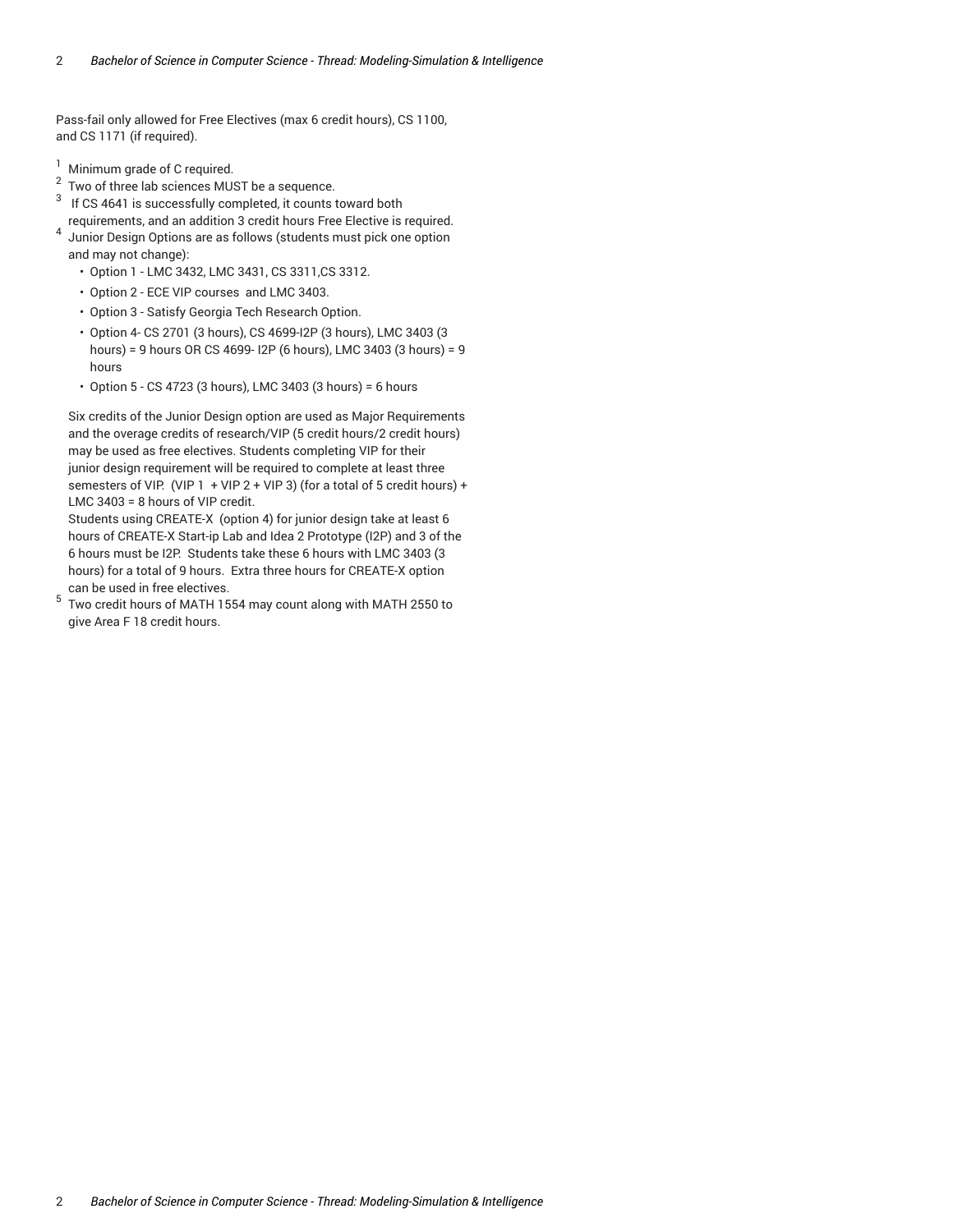Pass-fail only allowed for Free Electives (max 6 credit hours), CS 1100, and CS 1171 (if required).

[1] Minimum grade of C required.

[2] Two of three lab sciences MUST be a sequence.

[3] If CS 4641 is successfully completed, it counts toward both requirements, and an addition 3 credit hours Free Elective is required.

[4] Junior Design Options are as follows (students must pick one option and may not change):

- Option 1 - LMC 3432, LMC 3431, CS 3311,CS 3312.
- Option 2 - ECE VIP courses and LMC 3403.
- Option 3 - Satisfy Georgia Tech Research Option.
- Option 4- CS 2701 (3 hours), CS 4699-I2P (3 hours), LMC 3403 (3 hours) = 9 hours OR CS 4699- I2P (6 hours), LMC 3403 (3 hours) = 9 hours
- Option 5 - CS 4723 (3 hours), LMC 3403 (3 hours) = 6 hours

Six credits of the Junior Design option are used as Major Requirements and the overage credits of research/VIP (5 credit hours/2 credit hours) may be used as free electives. Students completing VIP for their junior design requirement will be required to complete at least three semesters of VIP. (VIP 1 + VIP 2 + VIP 3) (for a total of 5 credit hours) + LMC 3403 = 8 hours of VIP credit.

Students using CREATE-X (option 4) for junior design take at least 6 hours of CREATE-X Start-ip Lab and Idea 2 Prototype (I2P) and 3 of the 6 hours must be I2P. Students take these 6 hours with LMC 3403 (3 hours) for a total of 9 hours. Extra three hours for CREATE-X option can be used in free electives.

[5] Two credit hours of MATH 1554 may count along with MATH 2550 to give Area F 18 credit hours.